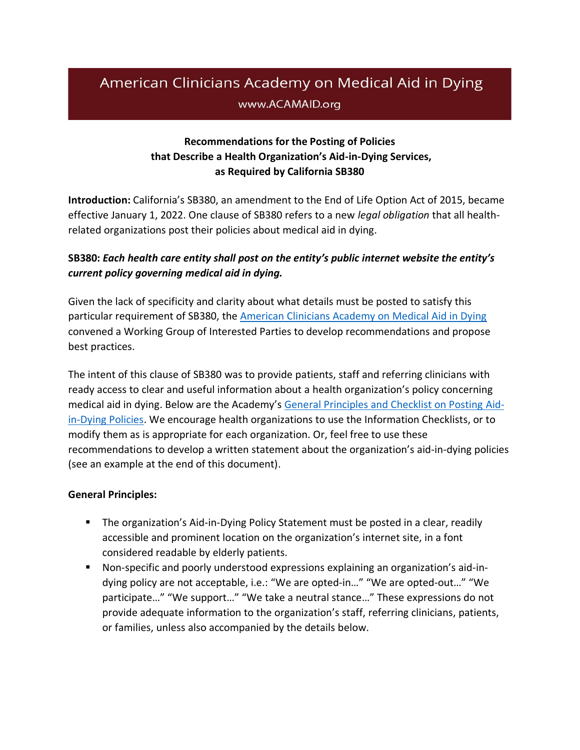# American Clinicians Academy on Medical Aid in Dying

www.ACAMAID.org

## Recommendations for the Posting of Policies that Describe a Health Organization's Aid-in-Dying Services, as Required by California SB380

**Introduction:** California's SB380, an amendment to the End of Life Option Act of 2015, became effective January 1, 2022. One clause of SB380 refers to a new *legal obligation* that all health-related organizations post their policies about medical aid in dying.

**SB380:** ***Each health care entity shall post on the entity's public internet website the entity's current policy governing medical aid in dying.***

Given the lack of specificity and clarity about what details must be posted to satisfy this particular requirement of SB380, the American Clinicians Academy on Medical Aid in Dying convened a Working Group of Interested Parties to develop recommendations and propose best practices.

The intent of this clause of SB380 was to provide patients, staff and referring clinicians with ready access to clear and useful information about a health organization's policy concerning medical aid in dying. Below are the Academy's General Principles and Checklist on Posting Aid-in-Dying Policies. We encourage health organizations to use the Information Checklists, or to modify them as is appropriate for each organization. Or, feel free to use these recommendations to develop a written statement about the organization's aid-in-dying policies (see an example at the end of this document).

**General Principles:**

- The organization's Aid-in-Dying Policy Statement must be posted in a clear, readily accessible and prominent location on the organization's internet site, in a font considered readable by elderly patients.
- Non-specific and poorly understood expressions explaining an organization's aid-in-dying policy are not acceptable, i.e.: "We are opted-in…" "We are opted-out…" "We participate…" "We support…" "We take a neutral stance…" These expressions do not provide adequate information to the organization's staff, referring clinicians, patients, or families, unless also accompanied by the details below.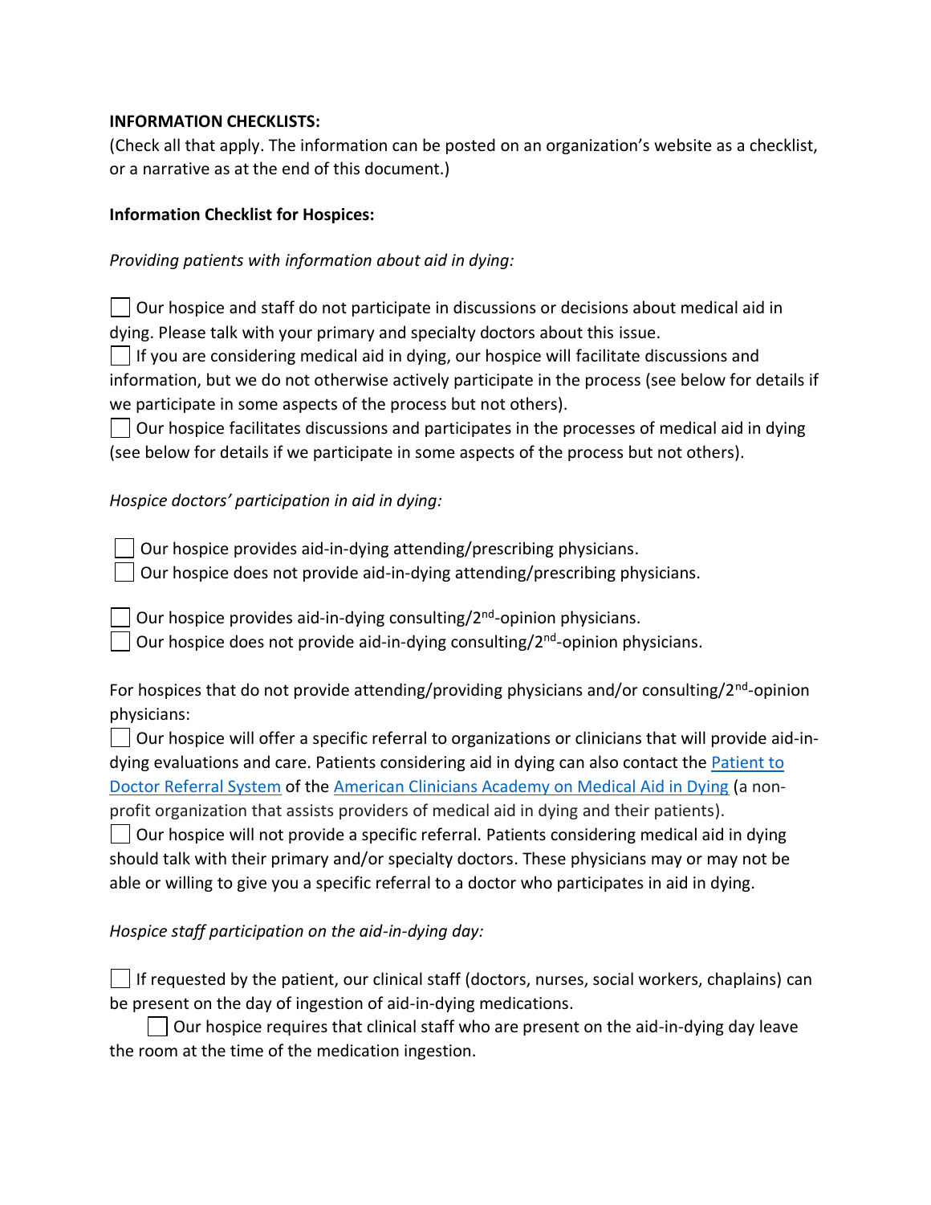**INFORMATION CHECKLISTS:**
(Check all that apply. The information can be posted on an organization's website as a checklist, or a narrative as at the end of this document.)

**Information Checklist for Hospices:**

*Providing patients with information about aid in dying:*

- [ ] Our hospice and staff do not participate in discussions or decisions about medical aid in dying. Please talk with your primary and specialty doctors about this issue.
- [ ] If you are considering medical aid in dying, our hospice will facilitate discussions and information, but we do not otherwise actively participate in the process (see below for details if we participate in some aspects of the process but not others).
- [ ] Our hospice facilitates discussions and participates in the processes of medical aid in dying (see below for details if we participate in some aspects of the process but not others).

*Hospice doctors' participation in aid in dying:*

- [ ] Our hospice provides aid-in-dying attending/prescribing physicians.
- [ ] Our hospice does not provide aid-in-dying attending/prescribing physicians.

- [ ] Our hospice provides aid-in-dying consulting/2nd-opinion physicians.
- [ ] Our hospice does not provide aid-in-dying consulting/2nd-opinion physicians.

For hospices that do not provide attending/providing physicians and/or consulting/2nd-opinion physicians:

- [ ] Our hospice will offer a specific referral to organizations or clinicians that will provide aid-in-dying evaluations and care. Patients considering aid in dying can also contact the Patient to Doctor Referral System of the American Clinicians Academy on Medical Aid in Dying (a non-profit organization that assists providers of medical aid in dying and their patients).
- [ ] Our hospice will not provide a specific referral. Patients considering medical aid in dying should talk with their primary and/or specialty doctors. These physicians may or may not be able or willing to give you a specific referral to a doctor who participates in aid in dying.

*Hospice staff participation on the aid-in-dying day:*

- [ ] If requested by the patient, our clinical staff (doctors, nurses, social workers, chaplains) can be present on the day of ingestion of aid-in-dying medications.
    - [ ] Our hospice requires that clinical staff who are present on the aid-in-dying day leave the room at the time of the medication ingestion.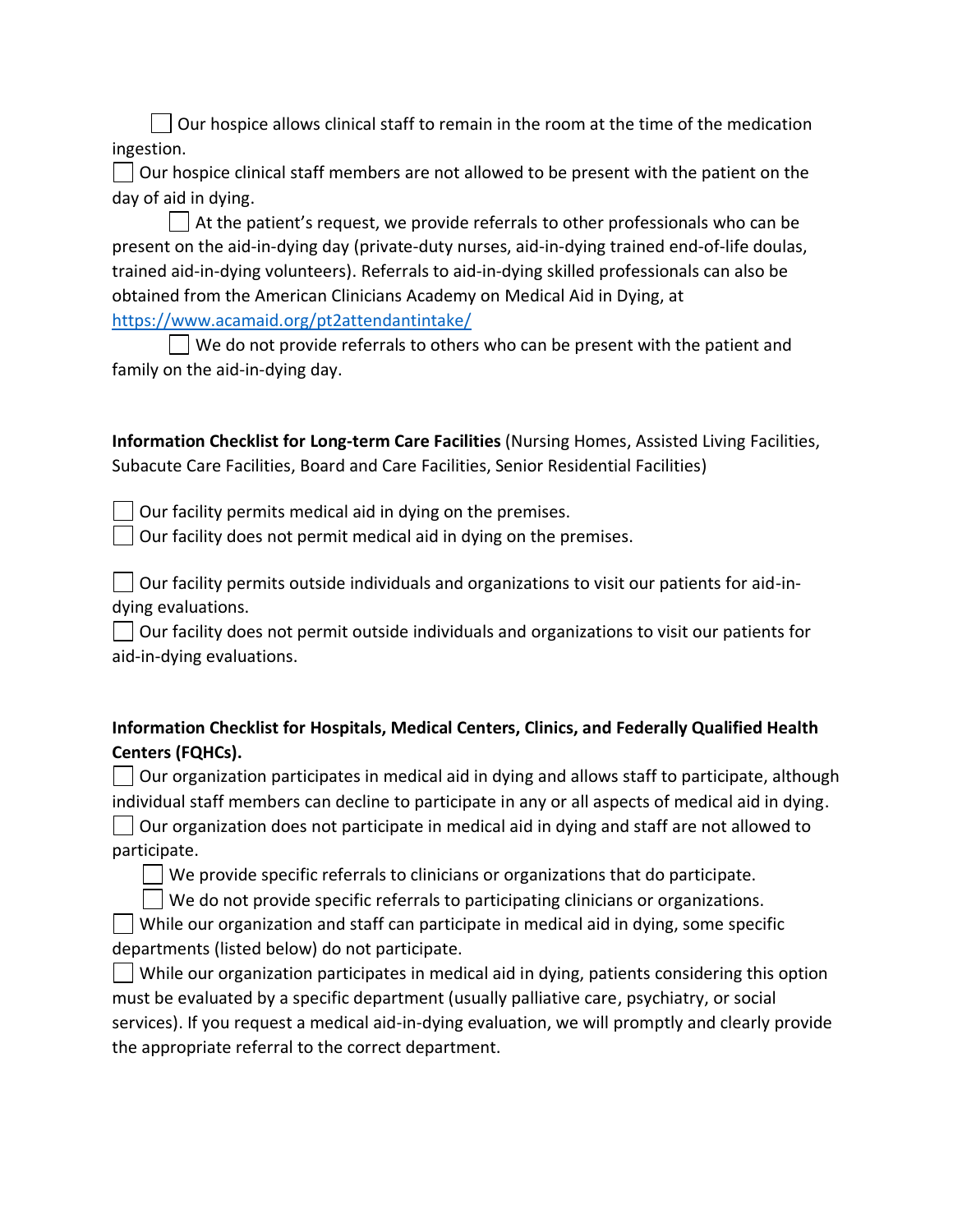- [ ] Our hospice allows clinical staff to remain in the room at the time of the medication ingestion.

- [ ] Our hospice clinical staff members are not allowed to be present with the patient on the day of aid in dying.
  - [ ] At the patient's request, we provide referrals to other professionals who can be present on the aid-in-dying day (private-duty nurses, aid-in-dying trained end-of-life doulas, trained aid-in-dying volunteers). Referrals to aid-in-dying skilled professionals can also be obtained from the American Clinicians Academy on Medical Aid in Dying, at [https://www.acamaid.org/pt2attendantintake/](https://www.acamaid.org/pt2attendantintake/)
  - [ ] We do not provide referrals to others who can be present with the patient and family on the aid-in-dying day.

**Information Checklist for Long-term Care Facilities** (Nursing Homes, Assisted Living Facilities, Subacute Care Facilities, Board and Care Facilities, Senior Residential Facilities)

- [ ] Our facility permits medical aid in dying on the premises.
- [ ] Our facility does not permit medical aid in dying on the premises.

- [ ] Our facility permits outside individuals and organizations to visit our patients for aid-in-dying evaluations.
- [ ] Our facility does not permit outside individuals and organizations to visit our patients for aid-in-dying evaluations.

**Information Checklist for Hospitals, Medical Centers, Clinics, and Federally Qualified Health Centers (FQHCs).**

- [ ] Our organization participates in medical aid in dying and allows staff to participate, although individual staff members can decline to participate in any or all aspects of medical aid in dying.
- [ ] Our organization does not participate in medical aid in dying and staff are not allowed to participate.
  - [ ] We provide specific referrals to clinicians or organizations that do participate.
  - [ ] We do not provide specific referrals to participating clinicians or organizations.
- [ ] While our organization and staff can participate in medical aid in dying, some specific departments (listed below) do not participate.
- [ ] While our organization participates in medical aid in dying, patients considering this option must be evaluated by a specific department (usually palliative care, psychiatry, or social services). If you request a medical aid-in-dying evaluation, we will promptly and clearly provide the appropriate referral to the correct department.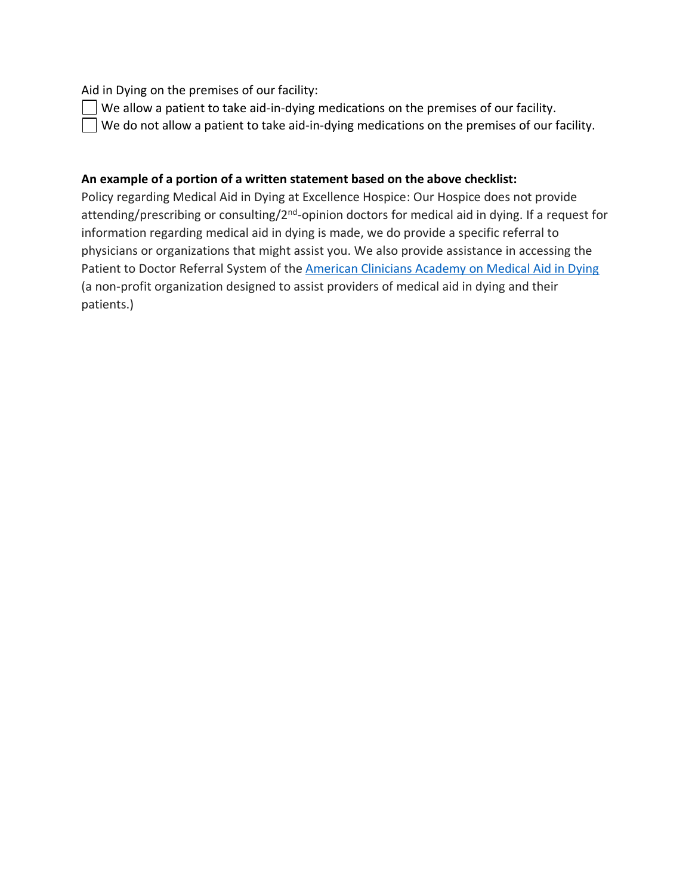Aid in Dying on the premises of our facility:

☐ We allow a patient to take aid-in-dying medications on the premises of our facility.

☐ We do not allow a patient to take aid-in-dying medications on the premises of our facility.

**An example of a portion of a written statement based on the above checklist:**

Policy regarding Medical Aid in Dying at Excellence Hospice: Our Hospice does not provide attending/prescribing or consulting/2nd-opinion doctors for medical aid in dying. If a request for information regarding medical aid in dying is made, we do provide a specific referral to physicians or organizations that might assist you. We also provide assistance in accessing the Patient to Doctor Referral System of the American Clinicians Academy on Medical Aid in Dying (a non-profit organization designed to assist providers of medical aid in dying and their patients.)